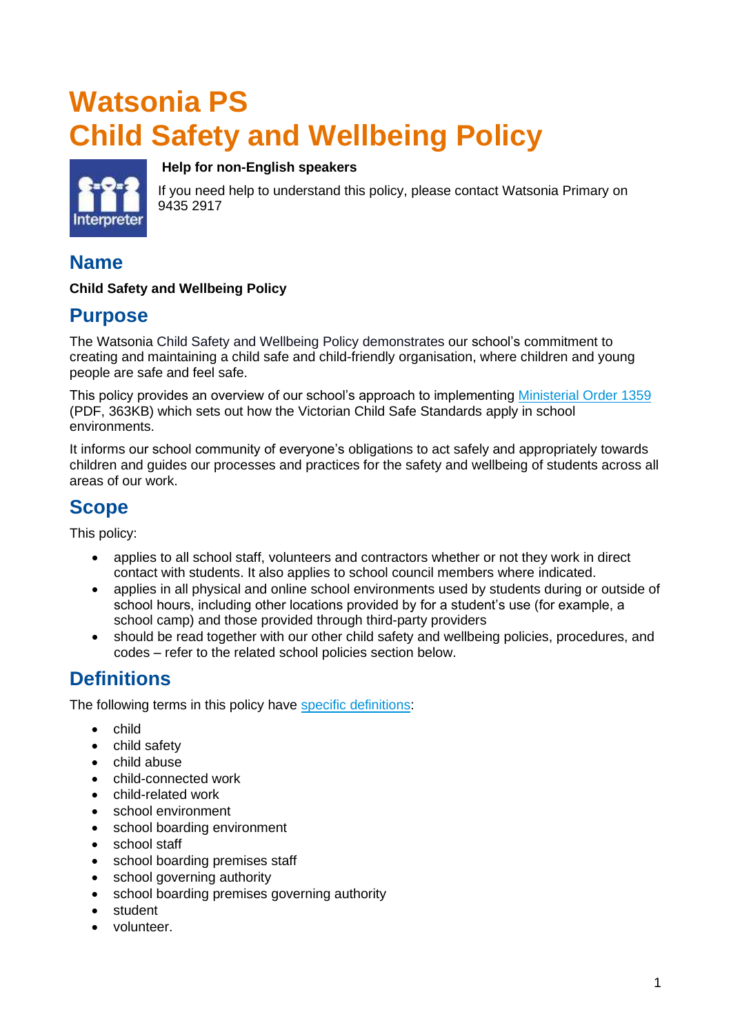# Watsonia PS
# Child Safety and Wellbeing Policy

**Help for non-English speakers**

If you need help to understand this policy, please contact Watsonia Primary on 9435 2917

## Name

**Child Safety and Wellbeing Policy**

## Purpose

The Watsonia Child Safety and Wellbeing Policy demonstrates our school's commitment to creating and maintaining a child safe and child-friendly organisation, where children and young people are safe and feel safe.

This policy provides an overview of our school's approach to implementing Ministerial Order 1359 (PDF, 363KB) which sets out how the Victorian Child Safe Standards apply in school environments.

It informs our school community of everyone's obligations to act safely and appropriately towards children and guides our processes and practices for the safety and wellbeing of students across all areas of our work.

## Scope

This policy:

- applies to all school staff, volunteers and contractors whether or not they work in direct contact with students. It also applies to school council members where indicated.
- applies in all physical and online school environments used by students during or outside of school hours, including other locations provided by for a student's use (for example, a school camp) and those provided through third-party providers
- should be read together with our other child safety and wellbeing policies, procedures, and codes – refer to the related school policies section below.

## Definitions

The following terms in this policy have specific definitions:

- child
- child safety
- child abuse
- child-connected work
- child-related work
- school environment
- school boarding environment
- school staff
- school boarding premises staff
- school governing authority
- school boarding premises governing authority
- student
- volunteer.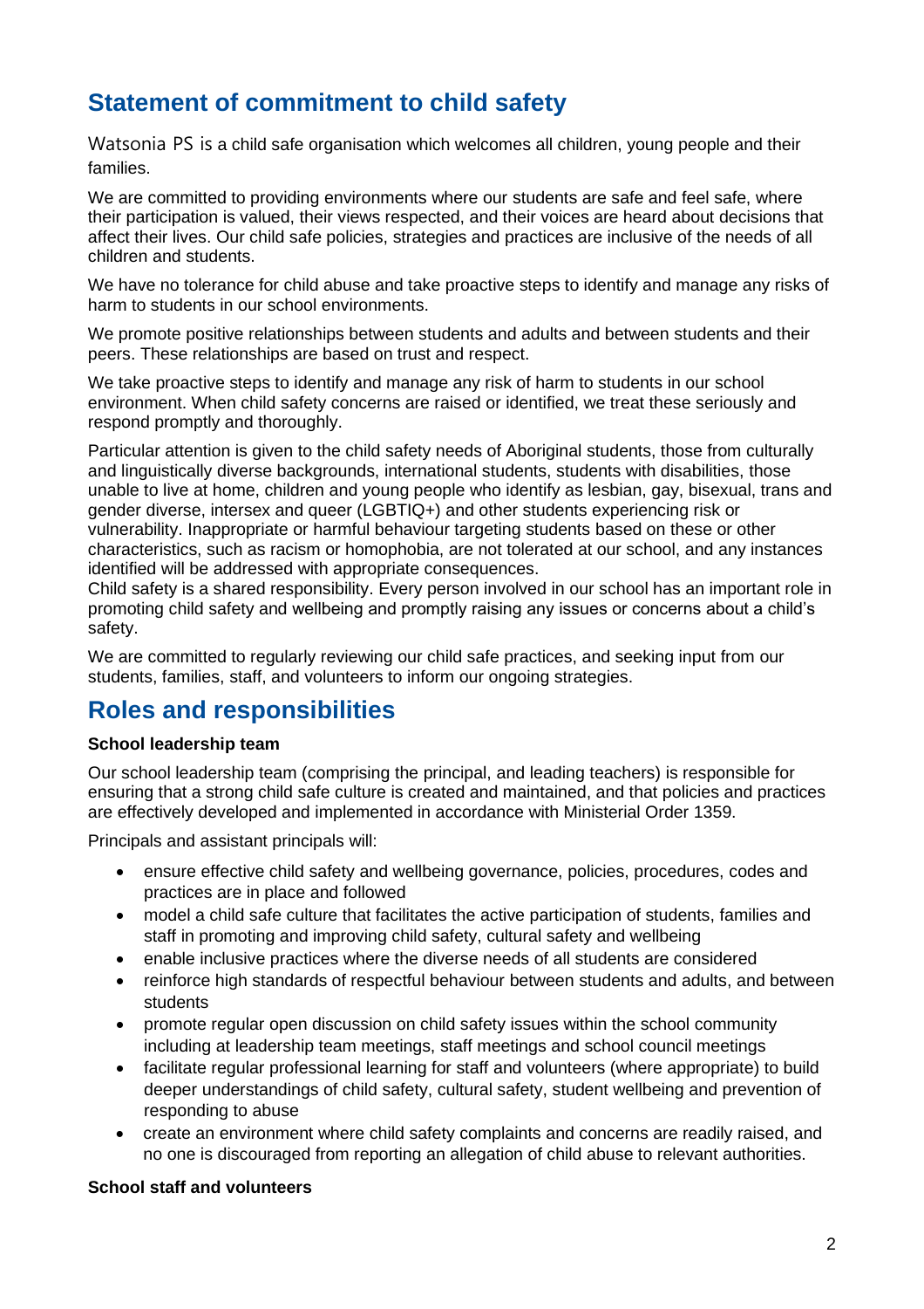## Statement of commitment to child safety

Watsonia PS is a child safe organisation which welcomes all children, young people and their families.

We are committed to providing environments where our students are safe and feel safe, where their participation is valued, their views respected, and their voices are heard about decisions that affect their lives. Our child safe policies, strategies and practices are inclusive of the needs of all children and students.

We have no tolerance for child abuse and take proactive steps to identify and manage any risks of harm to students in our school environments.

We promote positive relationships between students and adults and between students and their peers. These relationships are based on trust and respect.

We take proactive steps to identify and manage any risk of harm to students in our school environment. When child safety concerns are raised or identified, we treat these seriously and respond promptly and thoroughly.

Particular attention is given to the child safety needs of Aboriginal students, those from culturally and linguistically diverse backgrounds, international students, students with disabilities, those unable to live at home, children and young people who identify as lesbian, gay, bisexual, trans and gender diverse, intersex and queer (LGBTIQ+) and other students experiencing risk or vulnerability. Inappropriate or harmful behaviour targeting students based on these or other characteristics, such as racism or homophobia, are not tolerated at our school, and any instances identified will be addressed with appropriate consequences.
Child safety is a shared responsibility. Every person involved in our school has an important role in promoting child safety and wellbeing and promptly raising any issues or concerns about a child's safety.

We are committed to regularly reviewing our child safe practices, and seeking input from our students, families, staff, and volunteers to inform our ongoing strategies.

## Roles and responsibilities

**School leadership team**

Our school leadership team (comprising the principal, and leading teachers) is responsible for ensuring that a strong child safe culture is created and maintained, and that policies and practices are effectively developed and implemented in accordance with Ministerial Order 1359.

Principals and assistant principals will:

- ensure effective child safety and wellbeing governance, policies, procedures, codes and practices are in place and followed
- model a child safe culture that facilitates the active participation of students, families and staff in promoting and improving child safety, cultural safety and wellbeing
- enable inclusive practices where the diverse needs of all students are considered
- reinforce high standards of respectful behaviour between students and adults, and between students
- promote regular open discussion on child safety issues within the school community including at leadership team meetings, staff meetings and school council meetings
- facilitate regular professional learning for staff and volunteers (where appropriate) to build deeper understandings of child safety, cultural safety, student wellbeing and prevention of responding to abuse
- create an environment where child safety complaints and concerns are readily raised, and no one is discouraged from reporting an allegation of child abuse to relevant authorities.

**School staff and volunteers**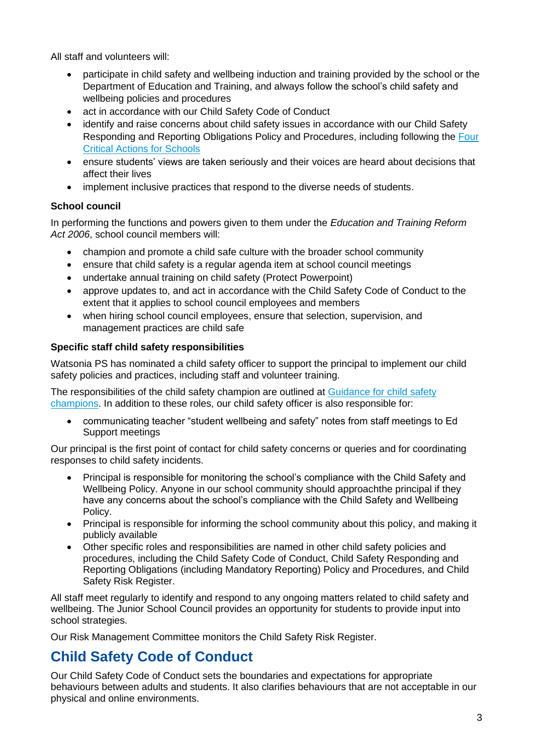All staff and volunteers will:

- participate in child safety and wellbeing induction and training provided by the school or the Department of Education and Training, and always follow the school's child safety and wellbeing policies and procedures
- act in accordance with our Child Safety Code of Conduct
- identify and raise concerns about child safety issues in accordance with our Child Safety Responding and Reporting Obligations Policy and Procedures, including following the Four Critical Actions for Schools
- ensure students' views are taken seriously and their voices are heard about decisions that affect their lives
- implement inclusive practices that respond to the diverse needs of students.

### School council

In performing the functions and powers given to them under the *Education and Training Reform Act 2006*, school council members will:

- champion and promote a child safe culture with the broader school community
- ensure that child safety is a regular agenda item at school council meetings
- undertake annual training on child safety (Protect Powerpoint)
- approve updates to, and act in accordance with the Child Safety Code of Conduct to the extent that it applies to school council employees and members
- when hiring school council employees, ensure that selection, supervision, and management practices are child safe

### Specific staff child safety responsibilities

Watsonia PS has nominated a child safety officer to support the principal to implement our child safety policies and practices, including staff and volunteer training.

The responsibilities of the child safety champion are outlined at Guidance for child safety champions. In addition to these roles, our child safety officer is also responsible for:

- communicating teacher "student wellbeing and safety" notes from staff meetings to Ed Support meetings

Our principal is the first point of contact for child safety concerns or queries and for coordinating responses to child safety incidents.

- Principal is responsible for monitoring the school's compliance with the Child Safety and Wellbeing Policy. Anyone in our school community should approachthe principal if they have any concerns about the school's compliance with the Child Safety and Wellbeing Policy.
- Principal is responsible for informing the school community about this policy, and making it publicly available
- Other specific roles and responsibilities are named in other child safety policies and procedures, including the Child Safety Code of Conduct, Child Safety Responding and Reporting Obligations (including Mandatory Reporting) Policy and Procedures, and Child Safety Risk Register.

All staff meet regularly to identify and respond to any ongoing matters related to child safety and wellbeing. The Junior School Council provides an opportunity for students to provide input into school strategies.

Our Risk Management Committee monitors the Child Safety Risk Register.

## Child Safety Code of Conduct

Our Child Safety Code of Conduct sets the boundaries and expectations for appropriate behaviours between adults and students. It also clarifies behaviours that are not acceptable in our physical and online environments.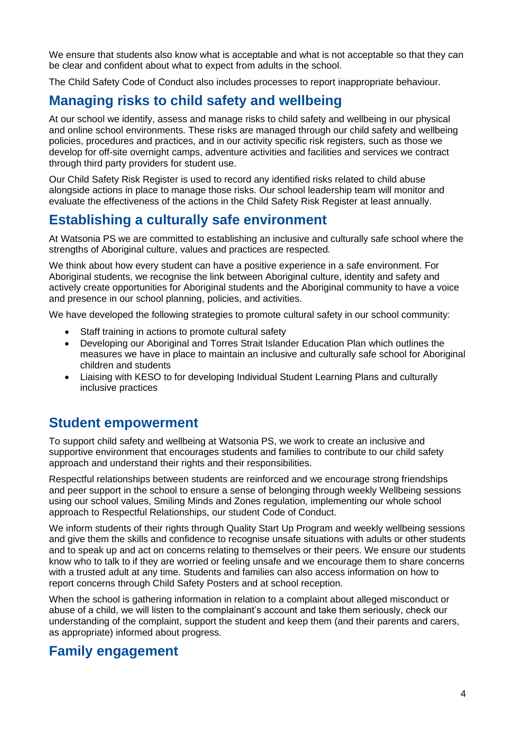We ensure that students also know what is acceptable and what is not acceptable so that they can be clear and confident about what to expect from adults in the school.

The Child Safety Code of Conduct also includes processes to report inappropriate behaviour.

## Managing risks to child safety and wellbeing

At our school we identify, assess and manage risks to child safety and wellbeing in our physical and online school environments. These risks are managed through our child safety and wellbeing policies, procedures and practices, and in our activity specific risk registers, such as those we develop for off-site overnight camps, adventure activities and facilities and services we contract through third party providers for student use.

Our Child Safety Risk Register is used to record any identified risks related to child abuse alongside actions in place to manage those risks. Our school leadership team will monitor and evaluate the effectiveness of the actions in the Child Safety Risk Register at least annually.

## Establishing a culturally safe environment

At Watsonia PS we are committed to establishing an inclusive and culturally safe school where the strengths of Aboriginal culture, values and practices are respected.

We think about how every student can have a positive experience in a safe environment. For Aboriginal students, we recognise the link between Aboriginal culture, identity and safety and actively create opportunities for Aboriginal students and the Aboriginal community to have a voice and presence in our school planning, policies, and activities.

We have developed the following strategies to promote cultural safety in our school community:

- Staff training in actions to promote cultural safety
- Developing our Aboriginal and Torres Strait Islander Education Plan which outlines the measures we have in place to maintain an inclusive and culturally safe school for Aboriginal children and students
- Liaising with KESO to for developing Individual Student Learning Plans and culturally inclusive practices

## Student empowerment

To support child safety and wellbeing at Watsonia PS, we work to create an inclusive and supportive environment that encourages students and families to contribute to our child safety approach and understand their rights and their responsibilities.

Respectful relationships between students are reinforced and we encourage strong friendships and peer support in the school to ensure a sense of belonging through weekly Wellbeing sessions using our school values, Smiling Minds and Zones regulation, implementing our whole school approach to Respectful Relationships, our student Code of Conduct.

We inform students of their rights through Quality Start Up Program and weekly wellbeing sessions and give them the skills and confidence to recognise unsafe situations with adults or other students and to speak up and act on concerns relating to themselves or their peers. We ensure our students know who to talk to if they are worried or feeling unsafe and we encourage them to share concerns with a trusted adult at any time. Students and families can also access information on how to report concerns through Child Safety Posters and at school reception.

When the school is gathering information in relation to a complaint about alleged misconduct or abuse of a child, we will listen to the complainant's account and take them seriously, check our understanding of the complaint, support the student and keep them (and their parents and carers, as appropriate) informed about progress.

## Family engagement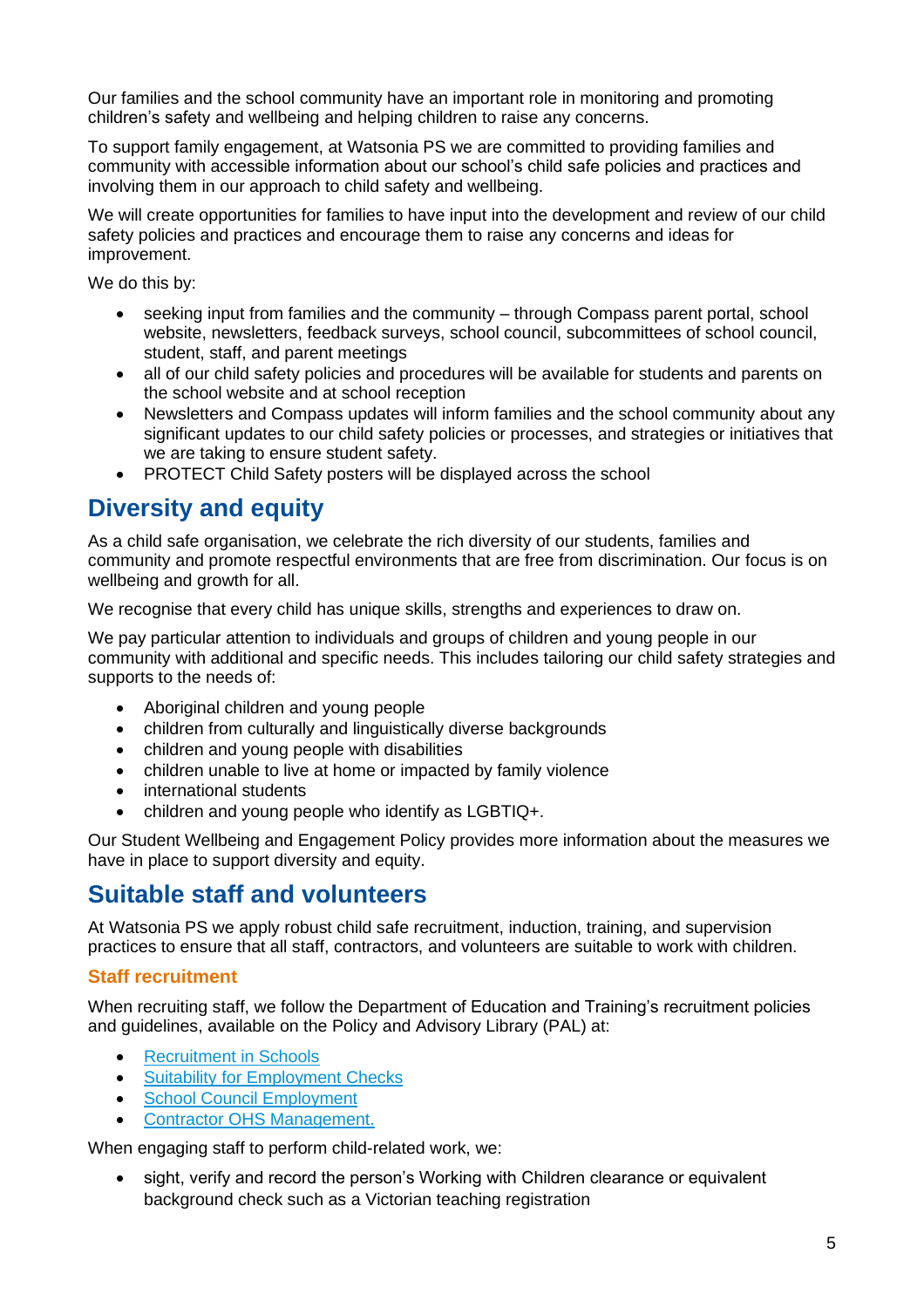Our families and the school community have an important role in monitoring and promoting children's safety and wellbeing and helping children to raise any concerns.

To support family engagement, at Watsonia PS we are committed to providing families and community with accessible information about our school's child safe policies and practices and involving them in our approach to child safety and wellbeing.

We will create opportunities for families to have input into the development and review of our child safety policies and practices and encourage them to raise any concerns and ideas for improvement.

We do this by:

- seeking input from families and the community – through Compass parent portal, school website, newsletters, feedback surveys, school council, subcommittees of school council, student, staff, and parent meetings
- all of our child safety policies and procedures will be available for students and parents on the school website and at school reception
- Newsletters and Compass updates will inform families and the school community about any significant updates to our child safety policies or processes, and strategies or initiatives that we are taking to ensure student safety.
- PROTECT Child Safety posters will be displayed across the school

## Diversity and equity

As a child safe organisation, we celebrate the rich diversity of our students, families and community and promote respectful environments that are free from discrimination. Our focus is on wellbeing and growth for all.

We recognise that every child has unique skills, strengths and experiences to draw on.

We pay particular attention to individuals and groups of children and young people in our community with additional and specific needs. This includes tailoring our child safety strategies and supports to the needs of:

- Aboriginal children and young people
- children from culturally and linguistically diverse backgrounds
- children and young people with disabilities
- children unable to live at home or impacted by family violence
- international students
- children and young people who identify as LGBTIQ+.

Our Student Wellbeing and Engagement Policy provides more information about the measures we have in place to support diversity and equity.

## Suitable staff and volunteers

At Watsonia PS we apply robust child safe recruitment, induction, training, and supervision practices to ensure that all staff, contractors, and volunteers are suitable to work with children.

### Staff recruitment

When recruiting staff, we follow the Department of Education and Training's recruitment policies and guidelines, available on the Policy and Advisory Library (PAL) at:

- Recruitment in Schools
- Suitability for Employment Checks
- School Council Employment
- Contractor OHS Management.

When engaging staff to perform child-related work, we:

- sight, verify and record the person's Working with Children clearance or equivalent background check such as a Victorian teaching registration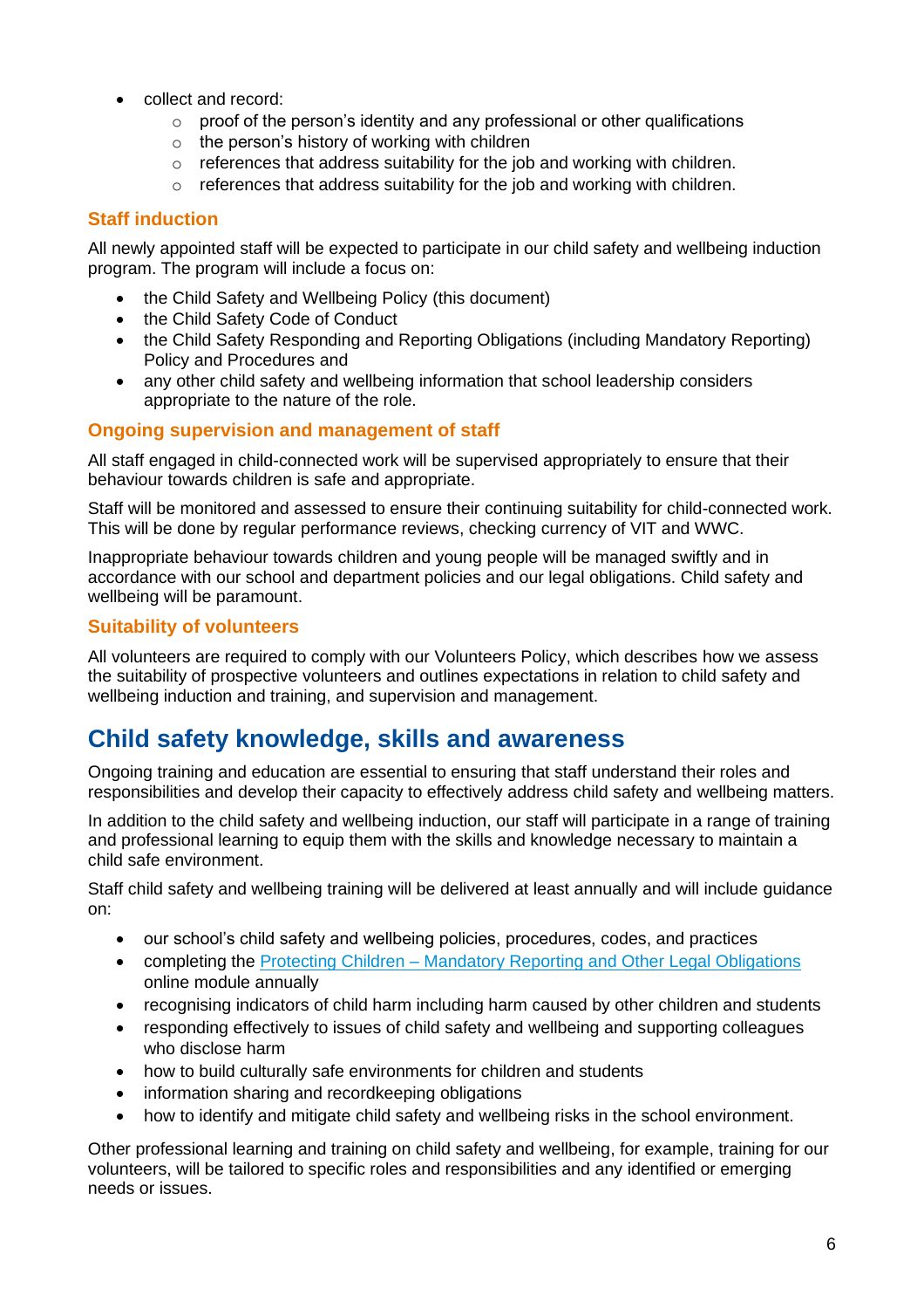- collect and record:
    - proof of the person's identity and any professional or other qualifications
    - the person's history of working with children
    - references that address suitability for the job and working with children.
    - references that address suitability for the job and working with children.

### Staff induction

All newly appointed staff will be expected to participate in our child safety and wellbeing induction program. The program will include a focus on:

- the Child Safety and Wellbeing Policy (this document)
- the Child Safety Code of Conduct
- the Child Safety Responding and Reporting Obligations (including Mandatory Reporting) Policy and Procedures and
- any other child safety and wellbeing information that school leadership considers appropriate to the nature of the role.

### Ongoing supervision and management of staff

All staff engaged in child-connected work will be supervised appropriately to ensure that their behaviour towards children is safe and appropriate.

Staff will be monitored and assessed to ensure their continuing suitability for child-connected work. This will be done by regular performance reviews, checking currency of VIT and WWC.

Inappropriate behaviour towards children and young people will be managed swiftly and in accordance with our school and department policies and our legal obligations. Child safety and wellbeing will be paramount.

### Suitability of volunteers

All volunteers are required to comply with our Volunteers Policy, which describes how we assess the suitability of prospective volunteers and outlines expectations in relation to child safety and wellbeing induction and training, and supervision and management.

## Child safety knowledge, skills and awareness

Ongoing training and education are essential to ensuring that staff understand their roles and responsibilities and develop their capacity to effectively address child safety and wellbeing matters.

In addition to the child safety and wellbeing induction, our staff will participate in a range of training and professional learning to equip them with the skills and knowledge necessary to maintain a child safe environment.

Staff child safety and wellbeing training will be delivered at least annually and will include guidance on:

- our school's child safety and wellbeing policies, procedures, codes, and practices
- completing the Protecting Children – Mandatory Reporting and Other Legal Obligations online module annually
- recognising indicators of child harm including harm caused by other children and students
- responding effectively to issues of child safety and wellbeing and supporting colleagues who disclose harm
- how to build culturally safe environments for children and students
- information sharing and recordkeeping obligations
- how to identify and mitigate child safety and wellbeing risks in the school environment.

Other professional learning and training on child safety and wellbeing, for example, training for our volunteers, will be tailored to specific roles and responsibilities and any identified or emerging needs or issues.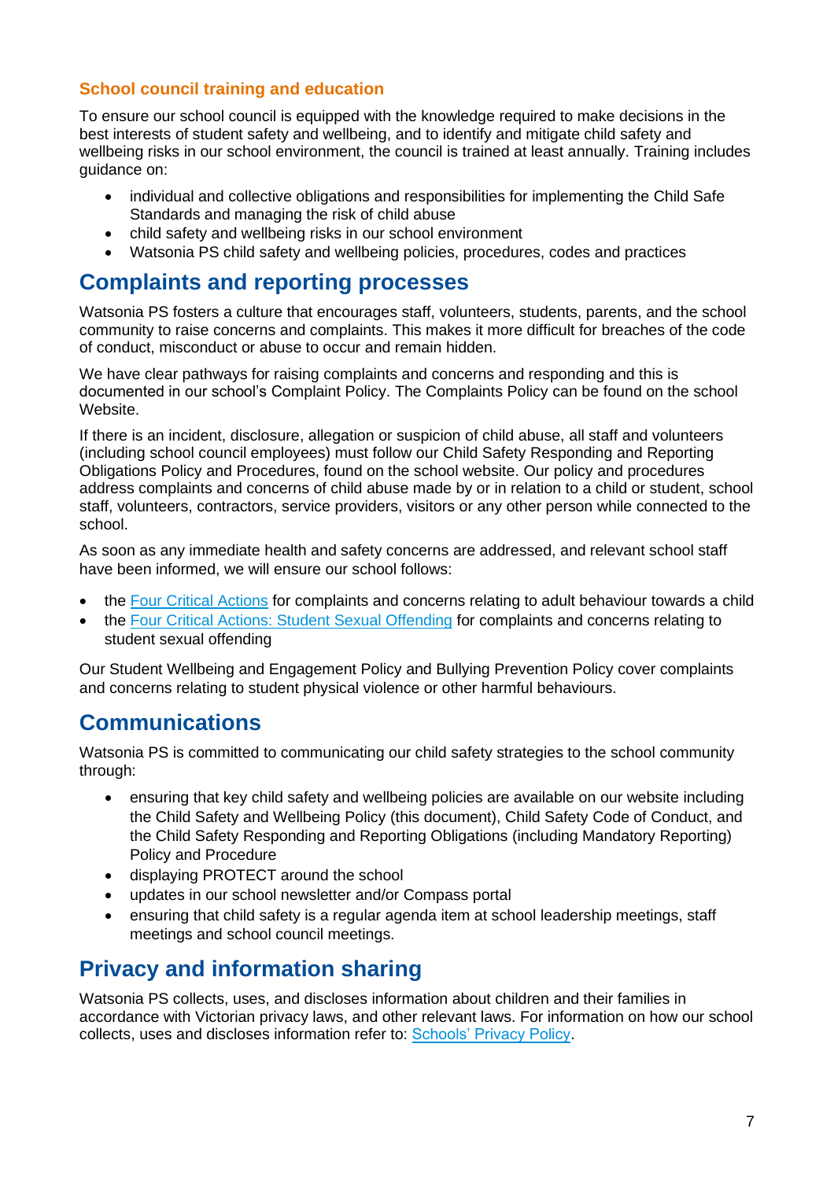### School council training and education

To ensure our school council is equipped with the knowledge required to make decisions in the best interests of student safety and wellbeing, and to identify and mitigate child safety and wellbeing risks in our school environment, the council is trained at least annually. Training includes guidance on:

- individual and collective obligations and responsibilities for implementing the Child Safe Standards and managing the risk of child abuse
- child safety and wellbeing risks in our school environment
- Watsonia PS child safety and wellbeing policies, procedures, codes and practices

## Complaints and reporting processes

Watsonia PS fosters a culture that encourages staff, volunteers, students, parents, and the school community to raise concerns and complaints. This makes it more difficult for breaches of the code of conduct, misconduct or abuse to occur and remain hidden.

We have clear pathways for raising complaints and concerns and responding and this is documented in our school's Complaint Policy. The Complaints Policy can be found on the school Website.

If there is an incident, disclosure, allegation or suspicion of child abuse, all staff and volunteers (including school council employees) must follow our Child Safety Responding and Reporting Obligations Policy and Procedures, found on the school website. Our policy and procedures address complaints and concerns of child abuse made by or in relation to a child or student, school staff, volunteers, contractors, service providers, visitors or any other person while connected to the school.

As soon as any immediate health and safety concerns are addressed, and relevant school staff have been informed, we will ensure our school follows:

- the Four Critical Actions for complaints and concerns relating to adult behaviour towards a child
- the Four Critical Actions: Student Sexual Offending for complaints and concerns relating to student sexual offending

Our Student Wellbeing and Engagement Policy and Bullying Prevention Policy cover complaints and concerns relating to student physical violence or other harmful behaviours.

## Communications

Watsonia PS is committed to communicating our child safety strategies to the school community through:

- ensuring that key child safety and wellbeing policies are available on our website including the Child Safety and Wellbeing Policy (this document), Child Safety Code of Conduct, and the Child Safety Responding and Reporting Obligations (including Mandatory Reporting) Policy and Procedure
- displaying PROTECT around the school
- updates in our school newsletter and/or Compass portal
- ensuring that child safety is a regular agenda item at school leadership meetings, staff meetings and school council meetings.

## Privacy and information sharing

Watsonia PS collects, uses, and discloses information about children and their families in accordance with Victorian privacy laws, and other relevant laws. For information on how our school collects, uses and discloses information refer to: Schools' Privacy Policy.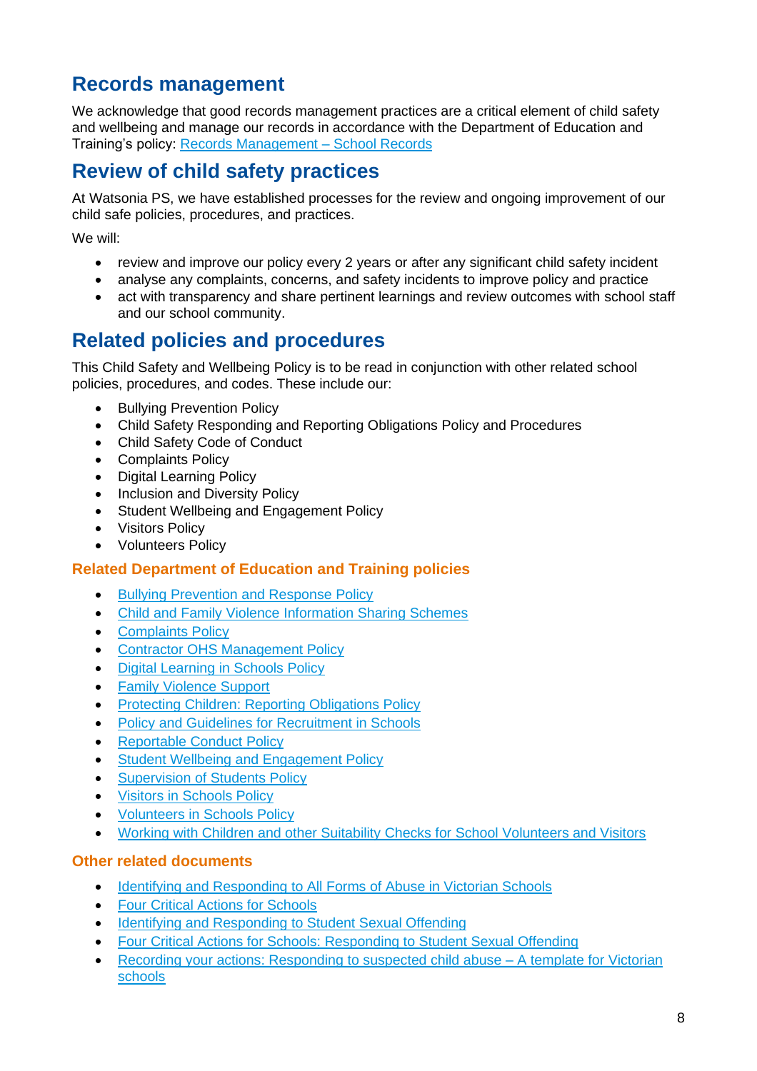## Records management

We acknowledge that good records management practices are a critical element of child safety and wellbeing and manage our records in accordance with the Department of Education and Training's policy: [Records Management – School Records]()

## Review of child safety practices

At Watsonia PS, we have established processes for the review and ongoing improvement of our child safe policies, procedures, and practices.

We will:

- review and improve our policy every 2 years or after any significant child safety incident
- analyse any complaints, concerns, and safety incidents to improve policy and practice
- act with transparency and share pertinent learnings and review outcomes with school staff and our school community.

## Related policies and procedures

This Child Safety and Wellbeing Policy is to be read in conjunction with other related school policies, procedures, and codes. These include our:

- Bullying Prevention Policy
- Child Safety Responding and Reporting Obligations Policy and Procedures
- Child Safety Code of Conduct
- Complaints Policy
- Digital Learning Policy
- Inclusion and Diversity Policy
- Student Wellbeing and Engagement Policy
- Visitors Policy
- Volunteers Policy

### Related Department of Education and Training policies

- [Bullying Prevention and Response Policy]()
- [Child and Family Violence Information Sharing Schemes]()
- [Complaints Policy]()
- [Contractor OHS Management Policy]()
- [Digital Learning in Schools Policy]()
- [Family Violence Support]()
- [Protecting Children: Reporting Obligations Policy]()
- [Policy and Guidelines for Recruitment in Schools]()
- [Reportable Conduct Policy]()
- [Student Wellbeing and Engagement Policy]()
- [Supervision of Students Policy]()
- [Visitors in Schools Policy]()
- [Volunteers in Schools Policy]()
- [Working with Children and other Suitability Checks for School Volunteers and Visitors]()

### Other related documents

- [Identifying and Responding to All Forms of Abuse in Victorian Schools]()
- [Four Critical Actions for Schools]()
- [Identifying and Responding to Student Sexual Offending]()
- [Four Critical Actions for Schools: Responding to Student Sexual Offending]()
- [Recording your actions: Responding to suspected child abuse – A template for Victorian schools]()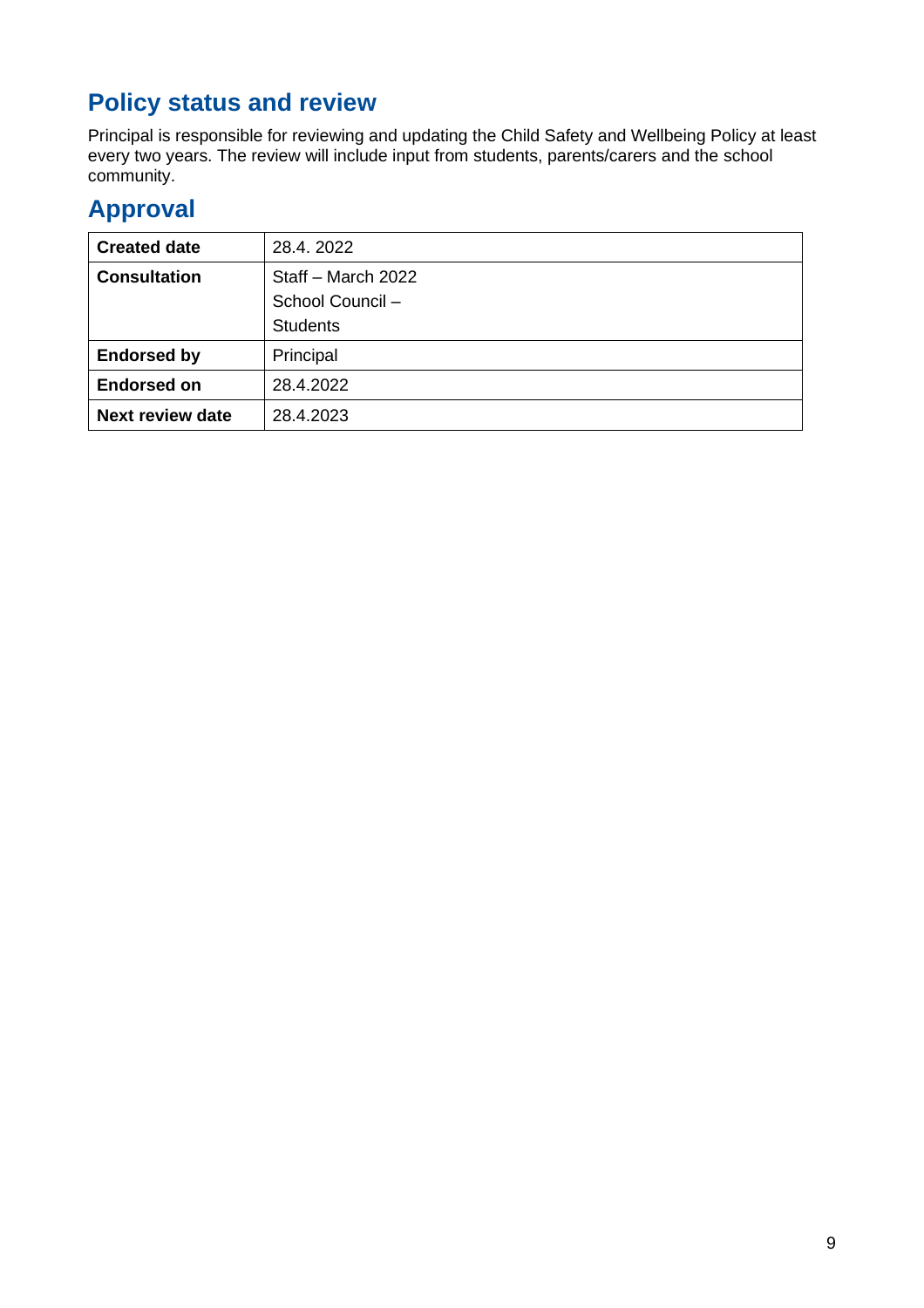## Policy status and review

Principal is responsible for reviewing and updating the Child Safety and Wellbeing Policy at least every two years. The review will include input from students, parents/carers and the school community.

## Approval

| | |
|---|---|
| **Created date** | 28.4. 2022 |
| **Consultation** | Staff – March 2022<br>School Council –<br>Students |
| **Endorsed by** | Principal |
| **Endorsed on** | 28.4.2022 |
| **Next review date** | 28.4.2023 |